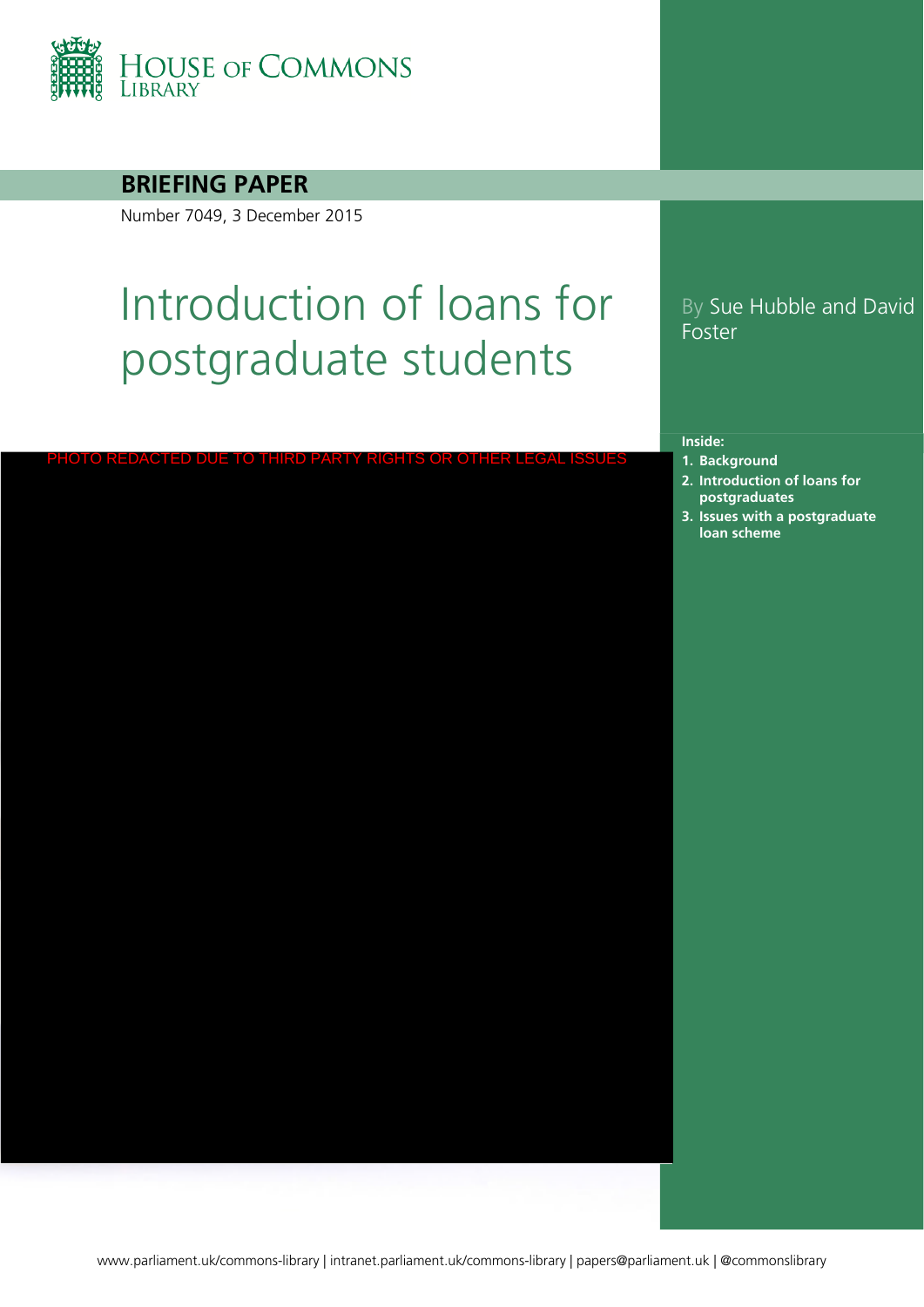HOUSE OF COMMONS LIBRARY

**BRIEFING PAPER**

Number 7049, 3 December 2015

# Introduction of loans for postgraduate students

By Sue Hubble and David Foster

PHOTO REDACTED DUE TO THIRD PARTY RIGHTS OR OTHER LEGAL ISSUES

**Inside:**

1. **Background**
2. **Introduction of loans for postgraduates**
3. **Issues with a postgraduate loan scheme**

www.parliament.uk/commons-library | intranet.parliament.uk/commons-library | papers@parliament.uk | @commonslibrary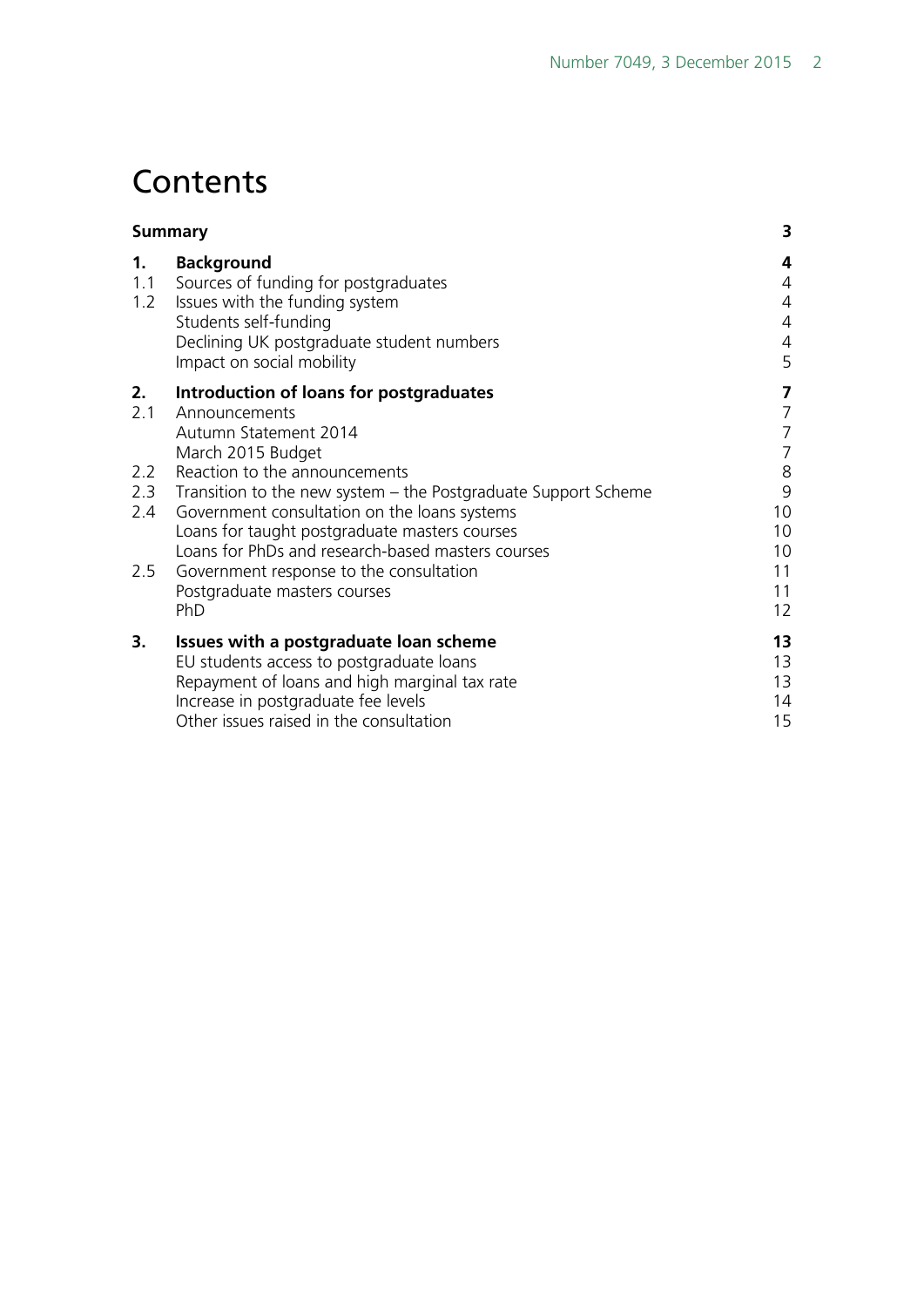# Contents

| | | |
|---|---|---|
| **Summary** | | **3** |
| **1.** | **Background** | **4** |
| 1.1 | Sources of funding for postgraduates | 4 |
| 1.2 | Issues with the funding system | 4 |
| | Students self-funding | 4 |
| | Declining UK postgraduate student numbers | 4 |
| | Impact on social mobility | 5 |
| **2.** | **Introduction of loans for postgraduates** | **7** |
| 2.1 | Announcements | 7 |
| | Autumn Statement 2014 | 7 |
| | March 2015 Budget | 7 |
| 2.2 | Reaction to the announcements | 8 |
| 2.3 | Transition to the new system – the Postgraduate Support Scheme | 9 |
| 2.4 | Government consultation on the loans systems | 10 |
| | Loans for taught postgraduate masters courses | 10 |
| | Loans for PhDs and research-based masters courses | 10 |
| 2.5 | Government response to the consultation | 11 |
| | Postgraduate masters courses | 11 |
| | PhD | 12 |
| **3.** | **Issues with a postgraduate loan scheme** | **13** |
| | EU students access to postgraduate loans | 13 |
| | Repayment of loans and high marginal tax rate | 13 |
| | Increase in postgraduate fee levels | 14 |
| | Other issues raised in the consultation | 15 |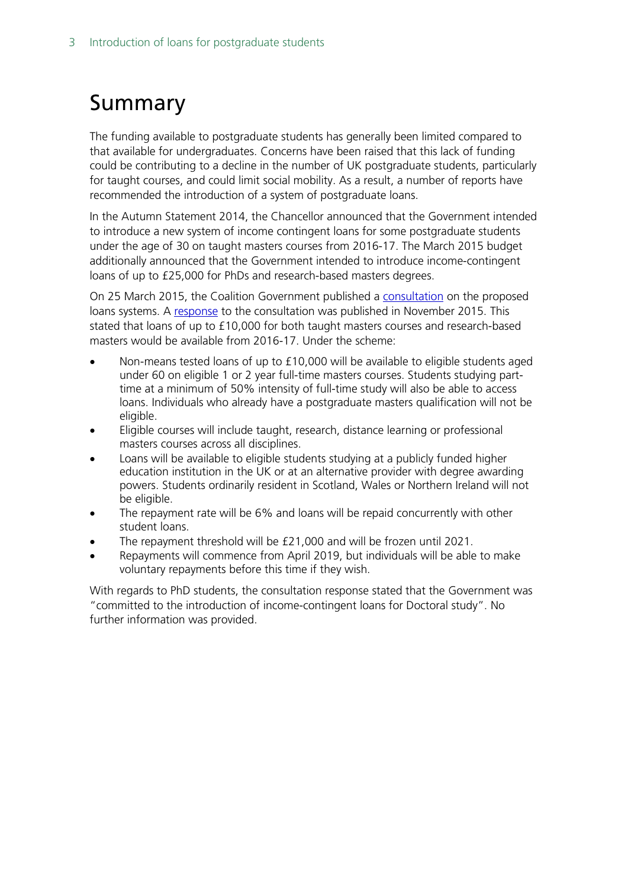# Summary

The funding available to postgraduate students has generally been limited compared to that available for undergraduates. Concerns have been raised that this lack of funding could be contributing to a decline in the number of UK postgraduate students, particularly for taught courses, and could limit social mobility. As a result, a number of reports have recommended the introduction of a system of postgraduate loans.

In the Autumn Statement 2014, the Chancellor announced that the Government intended to introduce a new system of income contingent loans for some postgraduate students under the age of 30 on taught masters courses from 2016-17. The March 2015 budget additionally announced that the Government intended to introduce income-contingent loans of up to £25,000 for PhDs and research-based masters degrees.

On 25 March 2015, the Coalition Government published a consultation on the proposed loans systems. A response to the consultation was published in November 2015. This stated that loans of up to £10,000 for both taught masters courses and research-based masters would be available from 2016-17. Under the scheme:

- Non-means tested loans of up to £10,000 will be available to eligible students aged under 60 on eligible 1 or 2 year full-time masters courses. Students studying part-time at a minimum of 50% intensity of full-time study will also be able to access loans. Individuals who already have a postgraduate masters qualification will not be eligible.
- Eligible courses will include taught, research, distance learning or professional masters courses across all disciplines.
- Loans will be available to eligible students studying at a publicly funded higher education institution in the UK or at an alternative provider with degree awarding powers. Students ordinarily resident in Scotland, Wales or Northern Ireland will not be eligible.
- The repayment rate will be 6% and loans will be repaid concurrently with other student loans.
- The repayment threshold will be £21,000 and will be frozen until 2021.
- Repayments will commence from April 2019, but individuals will be able to make voluntary repayments before this time if they wish.

With regards to PhD students, the consultation response stated that the Government was "committed to the introduction of income-contingent loans for Doctoral study". No further information was provided.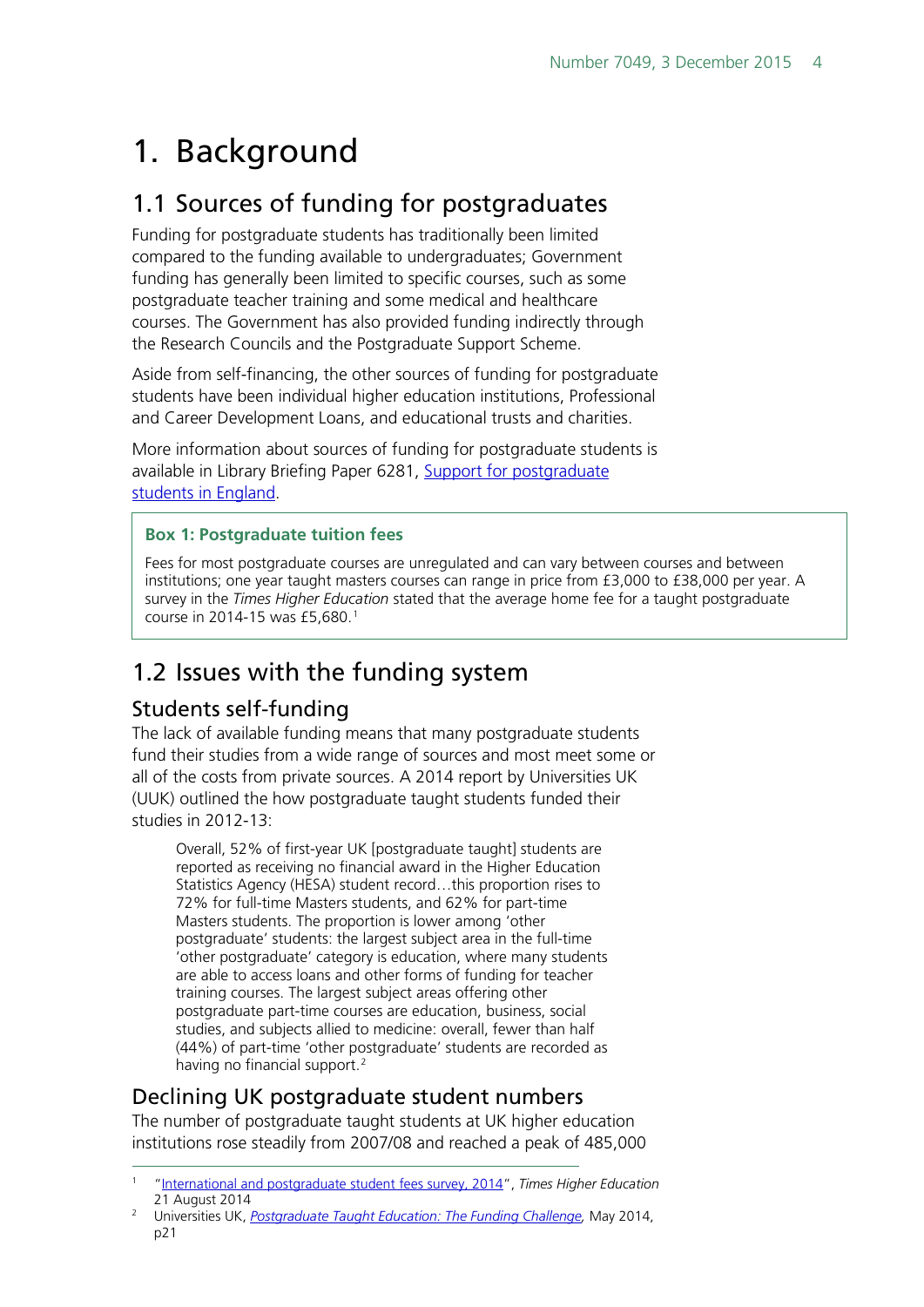# 1. Background

## 1.1 Sources of funding for postgraduates

Funding for postgraduate students has traditionally been limited compared to the funding available to undergraduates; Government funding has generally been limited to specific courses, such as some postgraduate teacher training and some medical and healthcare courses. The Government has also provided funding indirectly through the Research Councils and the Postgraduate Support Scheme.

Aside from self-financing, the other sources of funding for postgraduate students have been individual higher education institutions, Professional and Career Development Loans, and educational trusts and charities.

More information about sources of funding for postgraduate students is available in Library Briefing Paper 6281, Support for postgraduate students in England.

> **Box 1: Postgraduate tuition fees**
>
> Fees for most postgraduate courses are unregulated and can vary between courses and between institutions; one year taught masters courses can range in price from £3,000 to £38,000 per year. A survey in the *Times Higher Education* stated that the average home fee for a taught postgraduate course in 2014-15 was £5,680.[1]

## 1.2 Issues with the funding system

### Students self-funding

The lack of available funding means that many postgraduate students fund their studies from a wide range of sources and most meet some or all of the costs from private sources. A 2014 report by Universities UK (UUK) outlined the how postgraduate taught students funded their studies in 2012-13:

> Overall, 52% of first-year UK [postgraduate taught] students are reported as receiving no financial award in the Higher Education Statistics Agency (HESA) student record…this proportion rises to 72% for full-time Masters students, and 62% for part-time Masters students. The proportion is lower among 'other postgraduate' students: the largest subject area in the full-time 'other postgraduate' category is education, where many students are able to access loans and other forms of funding for teacher training courses. The largest subject areas offering other postgraduate part-time courses are education, business, social studies, and subjects allied to medicine: overall, fewer than half (44%) of part-time 'other postgraduate' students are recorded as having no financial support.[2]

### Declining UK postgraduate student numbers

The number of postgraduate taught students at UK higher education institutions rose steadily from 2007/08 and reached a peak of 485,000

---

[1] "International and postgraduate student fees survey, 2014", *Times Higher Education* 21 August 2014

[2] Universities UK, *Postgraduate Taught Education: The Funding Challenge*, May 2014, p21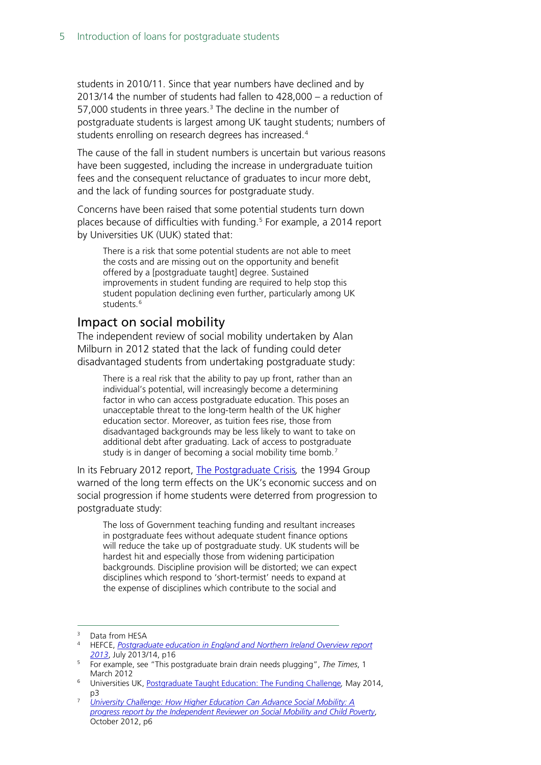students in 2010/11. Since that year numbers have declined and by 2013/14 the number of students had fallen to 428,000 – a reduction of 57,000 students in three years.[3] The decline in the number of postgraduate students is largest among UK taught students; numbers of students enrolling on research degrees has increased.[4]

The cause of the fall in student numbers is uncertain but various reasons have been suggested, including the increase in undergraduate tuition fees and the consequent reluctance of graduates to incur more debt, and the lack of funding sources for postgraduate study.

Concerns have been raised that some potential students turn down places because of difficulties with funding.[5] For example, a 2014 report by Universities UK (UUK) stated that:

> There is a risk that some potential students are not able to meet the costs and are missing out on the opportunity and benefit offered by a [postgraduate taught] degree. Sustained improvements in student funding are required to help stop this student population declining even further, particularly among UK students.[6]

## Impact on social mobility

The independent review of social mobility undertaken by Alan Milburn in 2012 stated that the lack of funding could deter disadvantaged students from undertaking postgraduate study:

> There is a real risk that the ability to pay up front, rather than an individual's potential, will increasingly become a determining factor in who can access postgraduate education. This poses an unacceptable threat to the long-term health of the UK higher education sector. Moreover, as tuition fees rise, those from disadvantaged backgrounds may be less likely to want to take on additional debt after graduating. Lack of access to postgraduate study is in danger of becoming a social mobility time bomb.[7]

In its February 2012 report, The Postgraduate Crisis*,* the 1994 Group warned of the long term effects on the UK's economic success and on social progression if home students were deterred from progression to postgraduate study:

> The loss of Government teaching funding and resultant increases in postgraduate fees without adequate student finance options will reduce the take up of postgraduate study. UK students will be hardest hit and especially those from widening participation backgrounds. Discipline provision will be distorted; we can expect disciplines which respond to 'short-termist' needs to expand at the expense of disciplines which contribute to the social and

---

[3] Data from HESA

[4] HEFCE, *Postgraduate education in England and Northern Ireland Overview report 2013*, July 2013/14, p16

[5] For example, see "This postgraduate brain drain needs plugging", *The Times*, 1 March 2012

[6] Universities UK, Postgraduate Taught Education: The Funding Challenge*,* May 2014, p3

[7] *University Challenge: How Higher Education Can Advance Social Mobility: A progress report by the Independent Reviewer on Social Mobility and Child Poverty*, October 2012, p6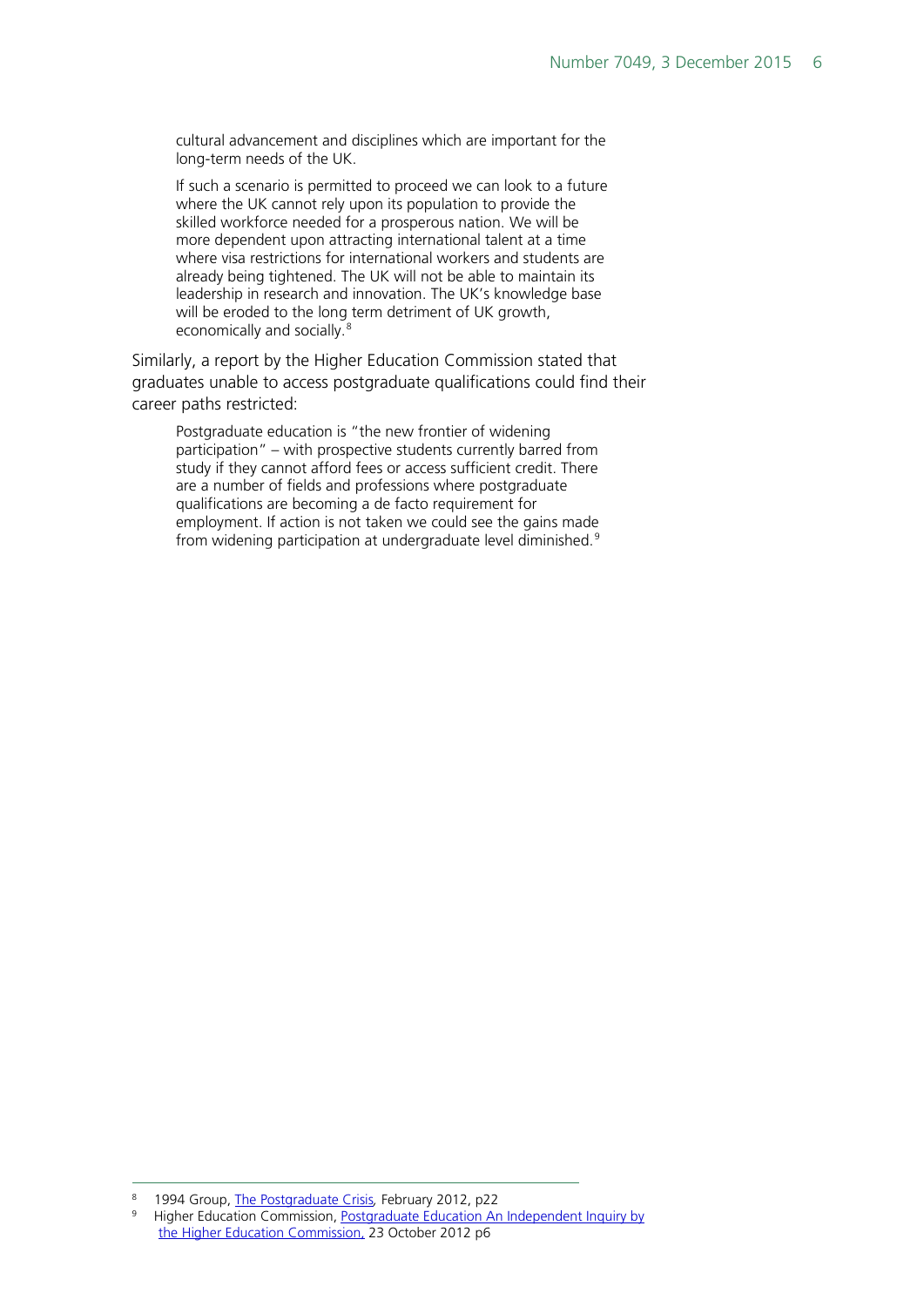> cultural advancement and disciplines which are important for the long-term needs of the UK.
>
> If such a scenario is permitted to proceed we can look to a future where the UK cannot rely upon its population to provide the skilled workforce needed for a prosperous nation. We will be more dependent upon attracting international talent at a time where visa restrictions for international workers and students are already being tightened. The UK will not be able to maintain its leadership in research and innovation. The UK's knowledge base will be eroded to the long term detriment of UK growth, economically and socially.[8]

Similarly, a report by the Higher Education Commission stated that graduates unable to access postgraduate qualifications could find their career paths restricted:

> Postgraduate education is "the new frontier of widening participation" – with prospective students currently barred from study if they cannot afford fees or access sufficient credit. There are a number of fields and professions where postgraduate qualifications are becoming a de facto requirement for employment. If action is not taken we could see the gains made from widening participation at undergraduate level diminished.[9]

---

[8] 1994 Group, The Postgraduate Crisis, February 2012, p22

[9] Higher Education Commission, Postgraduate Education An Independent Inquiry by the Higher Education Commission, 23 October 2012 p6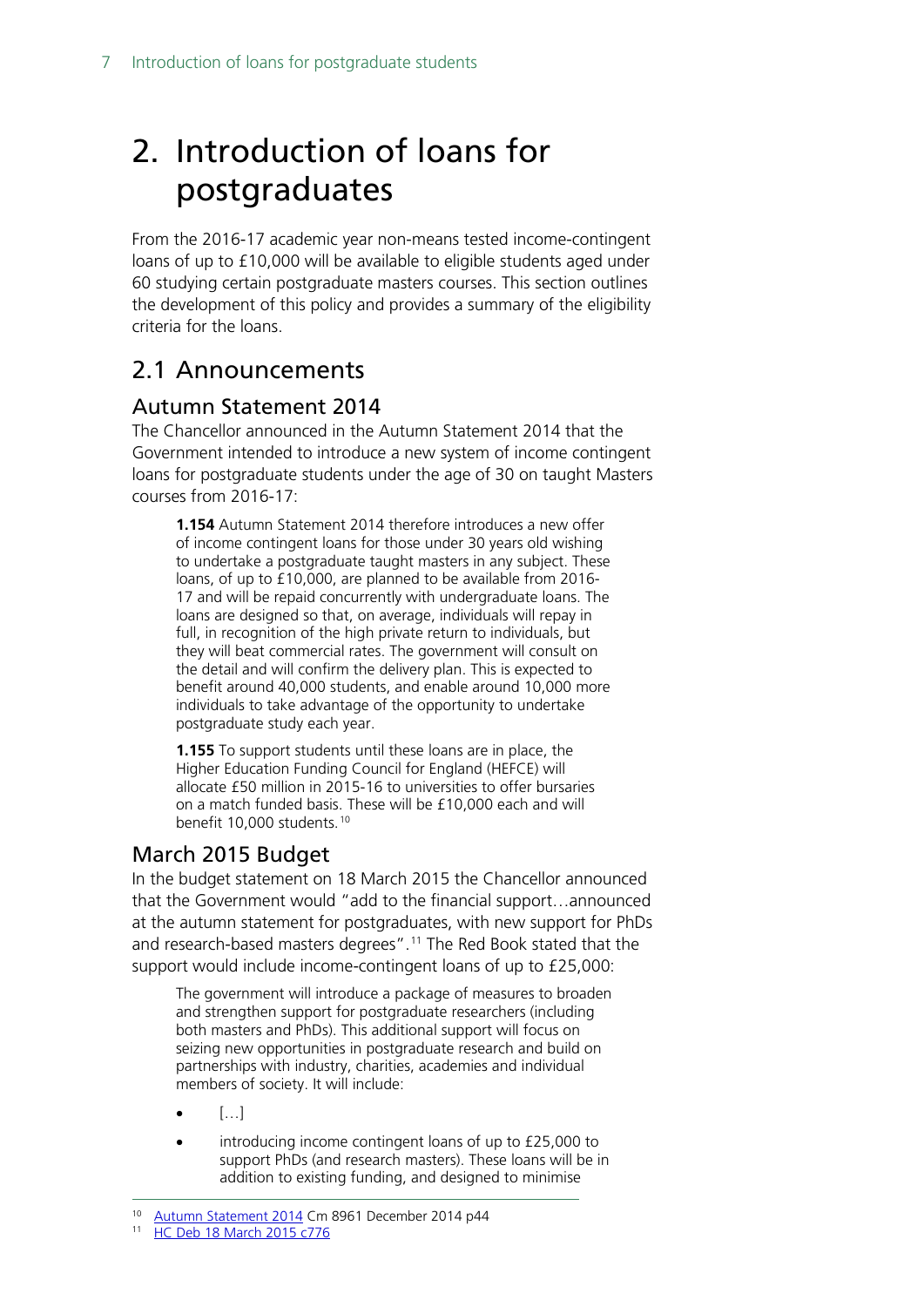# 2. Introduction of loans for postgraduates

From the 2016-17 academic year non-means tested income-contingent loans of up to £10,000 will be available to eligible students aged under 60 studying certain postgraduate masters courses. This section outlines the development of this policy and provides a summary of the eligibility criteria for the loans.

## 2.1 Announcements

### Autumn Statement 2014

The Chancellor announced in the Autumn Statement 2014 that the Government intended to introduce a new system of income contingent loans for postgraduate students under the age of 30 on taught Masters courses from 2016-17:

> **1.154** Autumn Statement 2014 therefore introduces a new offer of income contingent loans for those under 30 years old wishing to undertake a postgraduate taught masters in any subject. These loans, of up to £10,000, are planned to be available from 2016-17 and will be repaid concurrently with undergraduate loans. The loans are designed so that, on average, individuals will repay in full, in recognition of the high private return to individuals, but they will beat commercial rates. The government will consult on the detail and will confirm the delivery plan. This is expected to benefit around 40,000 students, and enable around 10,000 more individuals to take advantage of the opportunity to undertake postgraduate study each year.
>
> **1.155** To support students until these loans are in place, the Higher Education Funding Council for England (HEFCE) will allocate £50 million in 2015-16 to universities to offer bursaries on a match funded basis. These will be £10,000 each and will benefit 10,000 students.[10]

### March 2015 Budget

In the budget statement on 18 March 2015 the Chancellor announced that the Government would "add to the financial support…announced at the autumn statement for postgraduates, with new support for PhDs and research-based masters degrees".[11] The Red Book stated that the support would include income-contingent loans of up to £25,000:

> The government will introduce a package of measures to broaden and strengthen support for postgraduate researchers (including both masters and PhDs). This additional support will focus on seizing new opportunities in postgraduate research and build on partnerships with industry, charities, academies and individual members of society. It will include:
>
> - […]
> - introducing income contingent loans of up to £25,000 to support PhDs (and research masters). These loans will be in addition to existing funding, and designed to minimise

[10] Autumn Statement 2014 Cm 8961 December 2014 p44

[11] HC Deb 18 March 2015 c776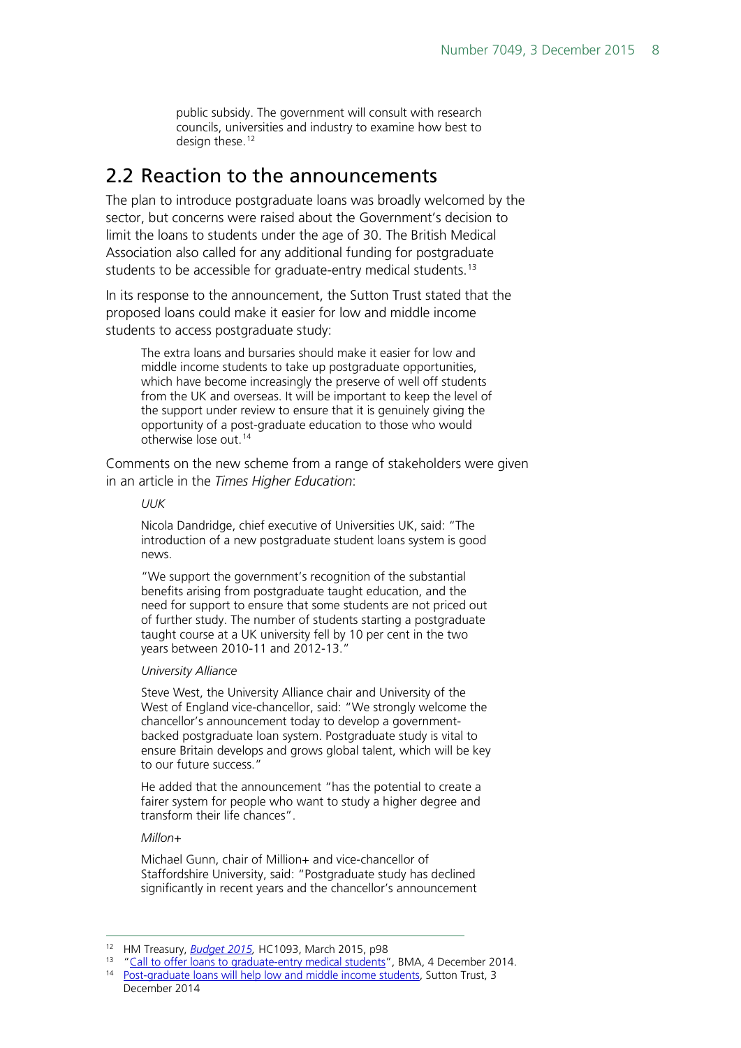public subsidy. The government will consult with research councils, universities and industry to examine how best to design these.[12]

## 2.2 Reaction to the announcements

The plan to introduce postgraduate loans was broadly welcomed by the sector, but concerns were raised about the Government's decision to limit the loans to students under the age of 30. The British Medical Association also called for any additional funding for postgraduate students to be accessible for graduate-entry medical students.[13]

In its response to the announcement, the Sutton Trust stated that the proposed loans could make it easier for low and middle income students to access postgraduate study:

> The extra loans and bursaries should make it easier for low and middle income students to take up postgraduate opportunities, which have become increasingly the preserve of well off students from the UK and overseas. It will be important to keep the level of the support under review to ensure that it is genuinely giving the opportunity of a post-graduate education to those who would otherwise lose out.[14]

Comments on the new scheme from a range of stakeholders were given in an article in the *Times Higher Education*:

> *UUK*
>
> Nicola Dandridge, chief executive of Universities UK, said: "The introduction of a new postgraduate student loans system is good news.
>
> "We support the government's recognition of the substantial benefits arising from postgraduate taught education, and the need for support to ensure that some students are not priced out of further study. The number of students starting a postgraduate taught course at a UK university fell by 10 per cent in the two years between 2010-11 and 2012-13."
>
> *University Alliance*
>
> Steve West, the University Alliance chair and University of the West of England vice-chancellor, said: "We strongly welcome the chancellor's announcement today to develop a government-backed postgraduate loan system. Postgraduate study is vital to ensure Britain develops and grows global talent, which will be key to our future success."
>
> He added that the announcement "has the potential to create a fairer system for people who want to study a higher degree and transform their life chances".
>
> *Millon+*
>
> Michael Gunn, chair of Million+ and vice-chancellor of Staffordshire University, said: "Postgraduate study has declined significantly in recent years and the chancellor's announcement

---

[12] HM Treasury, *Budget 2015*, HC1093, March 2015, p98

[13] "Call to offer loans to graduate-entry medical students", BMA, 4 December 2014.

[14] Post-graduate loans will help low and middle income students, Sutton Trust, 3 December 2014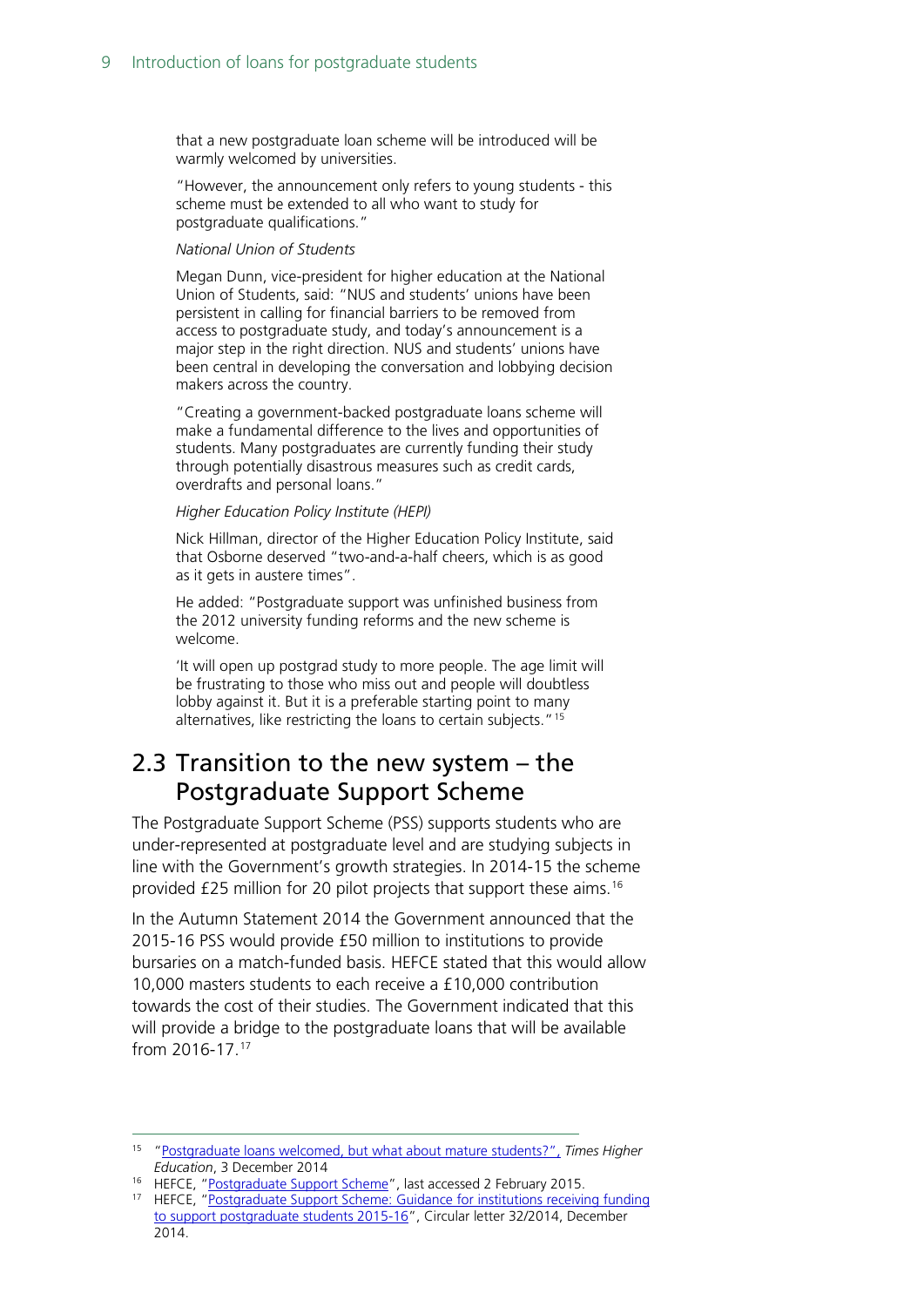that a new postgraduate loan scheme will be introduced will be warmly welcomed by universities.

"However, the announcement only refers to young students - this scheme must be extended to all who want to study for postgraduate qualifications."

*National Union of Students*

Megan Dunn, vice-president for higher education at the National Union of Students, said: "NUS and students' unions have been persistent in calling for financial barriers to be removed from access to postgraduate study, and today's announcement is a major step in the right direction. NUS and students' unions have been central in developing the conversation and lobbying decision makers across the country.

"Creating a government-backed postgraduate loans scheme will make a fundamental difference to the lives and opportunities of students. Many postgraduates are currently funding their study through potentially disastrous measures such as credit cards, overdrafts and personal loans."

*Higher Education Policy Institute (HEPI)*

Nick Hillman, director of the Higher Education Policy Institute, said that Osborne deserved "two-and-a-half cheers, which is as good as it gets in austere times".

He added: "Postgraduate support was unfinished business from the 2012 university funding reforms and the new scheme is welcome.

'It will open up postgrad study to more people. The age limit will be frustrating to those who miss out and people will doubtless lobby against it. But it is a preferable starting point to many alternatives, like restricting the loans to certain subjects."[15]

## 2.3 Transition to the new system – the Postgraduate Support Scheme

The Postgraduate Support Scheme (PSS) supports students who are under-represented at postgraduate level and are studying subjects in line with the Government's growth strategies. In 2014-15 the scheme provided £25 million for 20 pilot projects that support these aims.[16]

In the Autumn Statement 2014 the Government announced that the 2015-16 PSS would provide £50 million to institutions to provide bursaries on a match-funded basis. HEFCE stated that this would allow 10,000 masters students to each receive a £10,000 contribution towards the cost of their studies. The Government indicated that this will provide a bridge to the postgraduate loans that will be available from 2016-17.[17]

---

[15] "Postgraduate loans welcomed, but what about mature students?", *Times Higher Education*, 3 December 2014

[16] HEFCE, "Postgraduate Support Scheme", last accessed 2 February 2015.

[17] HEFCE, "Postgraduate Support Scheme: Guidance for institutions receiving funding to support postgraduate students 2015-16", Circular letter 32/2014, December 2014.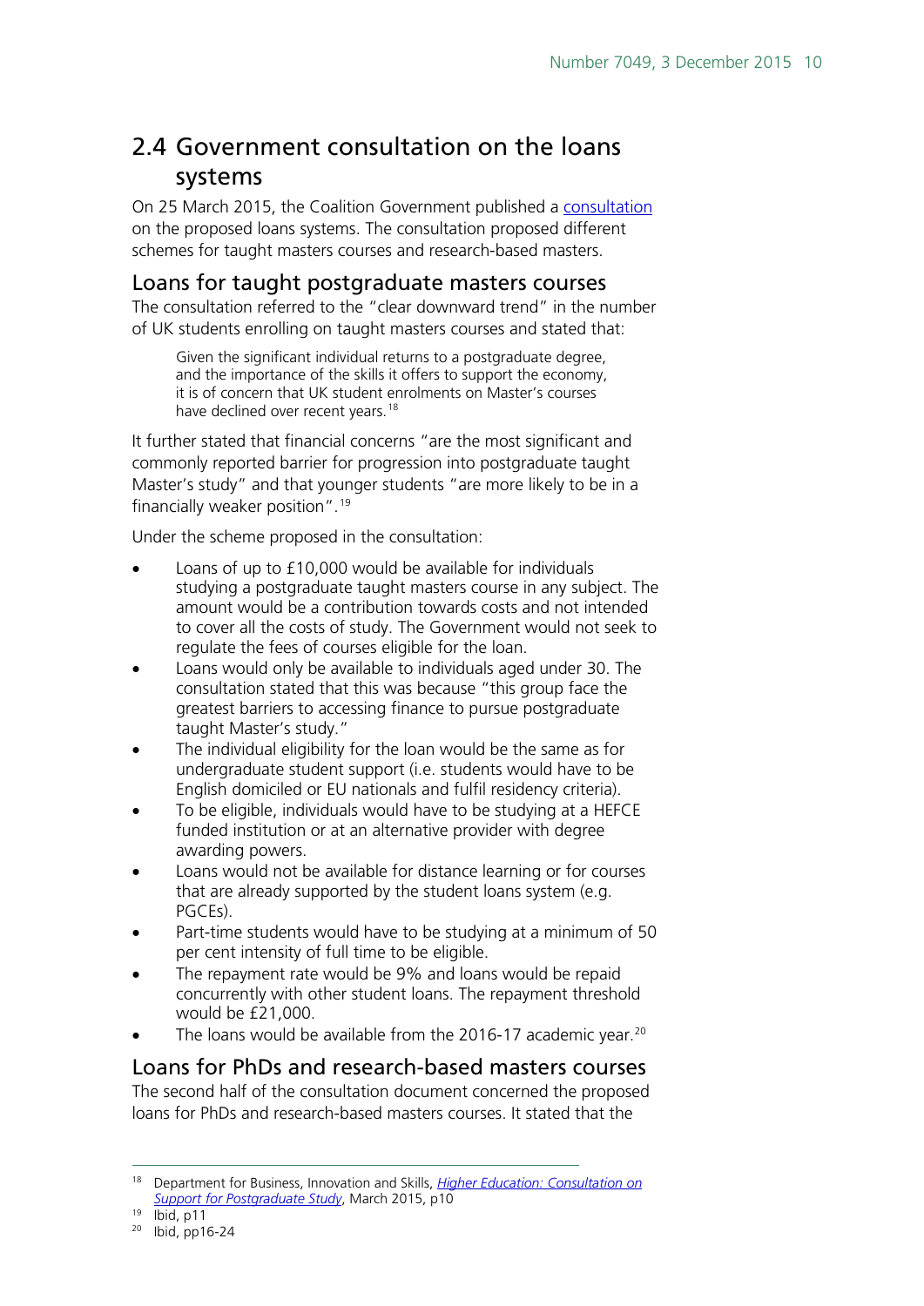## 2.4 Government consultation on the loans systems

On 25 March 2015, the Coalition Government published a consultation on the proposed loans systems. The consultation proposed different schemes for taught masters courses and research-based masters.

### Loans for taught postgraduate masters courses

The consultation referred to the "clear downward trend" in the number of UK students enrolling on taught masters courses and stated that:

> Given the significant individual returns to a postgraduate degree, and the importance of the skills it offers to support the economy, it is of concern that UK student enrolments on Master's courses have declined over recent years.[18]

It further stated that financial concerns "are the most significant and commonly reported barrier for progression into postgraduate taught Master's study" and that younger students "are more likely to be in a financially weaker position".[19]

Under the scheme proposed in the consultation:

- Loans of up to £10,000 would be available for individuals studying a postgraduate taught masters course in any subject. The amount would be a contribution towards costs and not intended to cover all the costs of study. The Government would not seek to regulate the fees of courses eligible for the loan.
- Loans would only be available to individuals aged under 30. The consultation stated that this was because "this group face the greatest barriers to accessing finance to pursue postgraduate taught Master's study."
- The individual eligibility for the loan would be the same as for undergraduate student support (i.e. students would have to be English domiciled or EU nationals and fulfil residency criteria).
- To be eligible, individuals would have to be studying at a HEFCE funded institution or at an alternative provider with degree awarding powers.
- Loans would not be available for distance learning or for courses that are already supported by the student loans system (e.g. PGCEs).
- Part-time students would have to be studying at a minimum of 50 per cent intensity of full time to be eligible.
- The repayment rate would be 9% and loans would be repaid concurrently with other student loans. The repayment threshold would be £21,000.
- The loans would be available from the 2016-17 academic year.[20]

### Loans for PhDs and research-based masters courses

The second half of the consultation document concerned the proposed loans for PhDs and research-based masters courses. It stated that the

[18] Department for Business, Innovation and Skills, *Higher Education: Consultation on Support for Postgraduate Study*, March 2015, p10

[19] Ibid, p11

[20] Ibid, pp16-24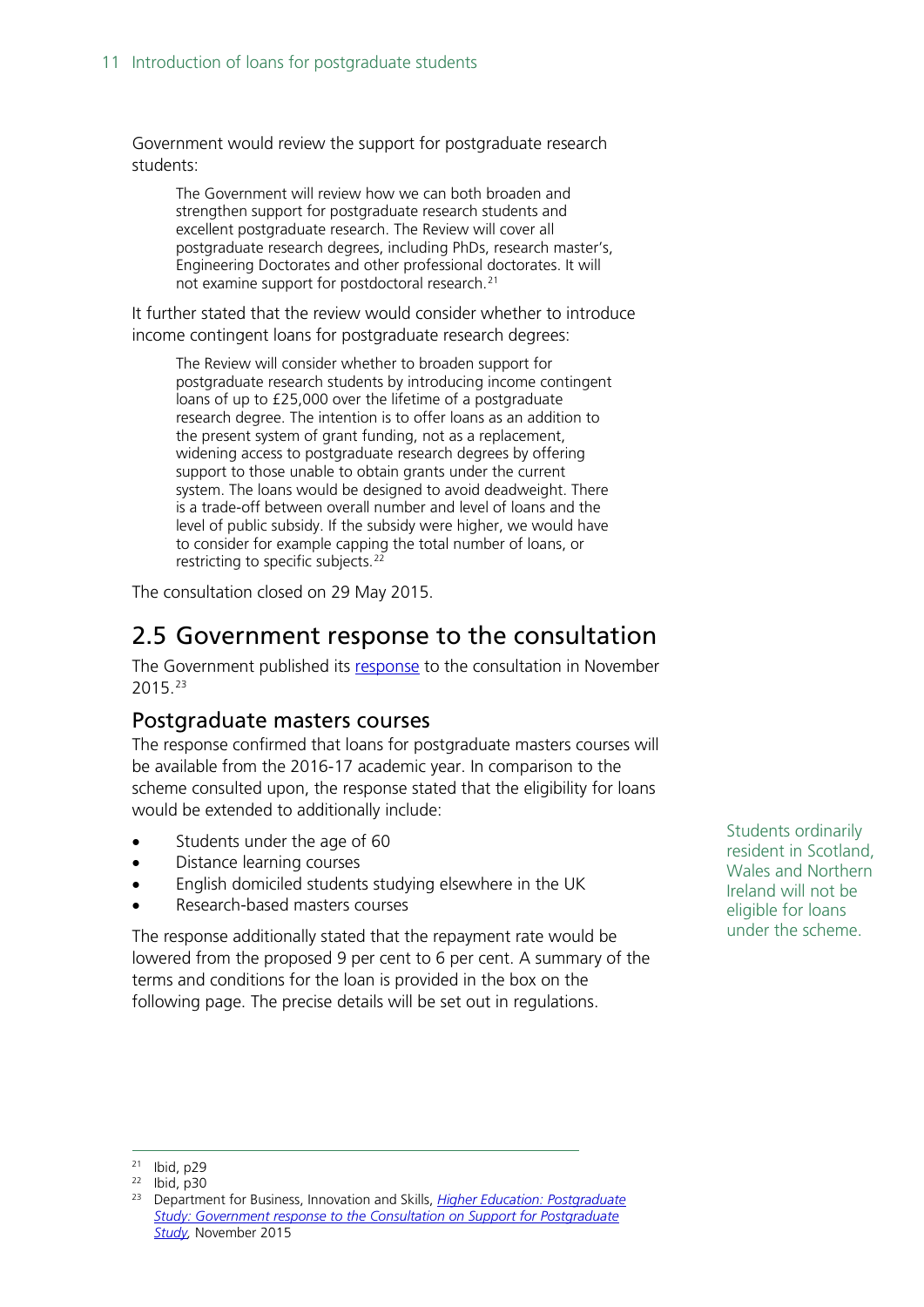Government would review the support for postgraduate research students:

> The Government will review how we can both broaden and strengthen support for postgraduate research students and excellent postgraduate research. The Review will cover all postgraduate research degrees, including PhDs, research master's, Engineering Doctorates and other professional doctorates. It will not examine support for postdoctoral research.[21]

It further stated that the review would consider whether to introduce income contingent loans for postgraduate research degrees:

> The Review will consider whether to broaden support for postgraduate research students by introducing income contingent loans of up to £25,000 over the lifetime of a postgraduate research degree. The intention is to offer loans as an addition to the present system of grant funding, not as a replacement, widening access to postgraduate research degrees by offering support to those unable to obtain grants under the current system. The loans would be designed to avoid deadweight. There is a trade-off between overall number and level of loans and the level of public subsidy. If the subsidy were higher, we would have to consider for example capping the total number of loans, or restricting to specific subjects.[22]

The consultation closed on 29 May 2015.

## 2.5 Government response to the consultation

The Government published its response to the consultation in November 2015.[23]

### Postgraduate masters courses

The response confirmed that loans for postgraduate masters courses will be available from the 2016-17 academic year. In comparison to the scheme consulted upon, the response stated that the eligibility for loans would be extended to additionally include:

- Students under the age of 60
- Distance learning courses
- English domiciled students studying elsewhere in the UK
- Research-based masters courses

Students ordinarily resident in Scotland, Wales and Northern Ireland will not be eligible for loans under the scheme.

The response additionally stated that the repayment rate would be lowered from the proposed 9 per cent to 6 per cent. A summary of the terms and conditions for the loan is provided in the box on the following page. The precise details will be set out in regulations.

---

[21] Ibid, p29

[22] Ibid, p30

[23] Department for Business, Innovation and Skills, *Higher Education: Postgraduate Study: Government response to the Consultation on Support for Postgraduate Study*, November 2015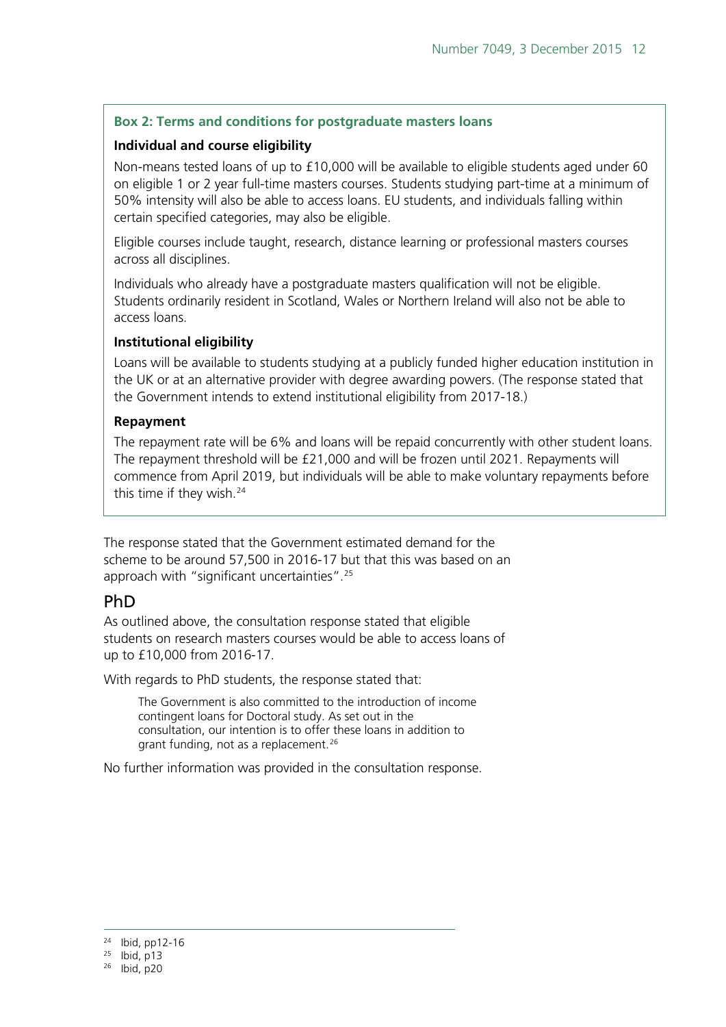**Box 2: Terms and conditions for postgraduate masters loans**

**Individual and course eligibility**

Non-means tested loans of up to £10,000 will be available to eligible students aged under 60 on eligible 1 or 2 year full-time masters courses. Students studying part-time at a minimum of 50% intensity will also be able to access loans. EU students, and individuals falling within certain specified categories, may also be eligible.

Eligible courses include taught, research, distance learning or professional masters courses across all disciplines.

Individuals who already have a postgraduate masters qualification will not be eligible. Students ordinarily resident in Scotland, Wales or Northern Ireland will also not be able to access loans.

**Institutional eligibility**

Loans will be available to students studying at a publicly funded higher education institution in the UK or at an alternative provider with degree awarding powers. (The response stated that the Government intends to extend institutional eligibility from 2017-18.)

**Repayment**

The repayment rate will be 6% and loans will be repaid concurrently with other student loans. The repayment threshold will be £21,000 and will be frozen until 2021. Repayments will commence from April 2019, but individuals will be able to make voluntary repayments before this time if they wish.[24]

The response stated that the Government estimated demand for the scheme to be around 57,500 in 2016-17 but that this was based on an approach with "significant uncertainties".[25]

## PhD

As outlined above, the consultation response stated that eligible students on research masters courses would be able to access loans of up to £10,000 from 2016-17.

With regards to PhD students, the response stated that:

> The Government is also committed to the introduction of income contingent loans for Doctoral study. As set out in the consultation, our intention is to offer these loans in addition to grant funding, not as a replacement.[26]

No further information was provided in the consultation response.

---

[24] Ibid, pp12-16
[25] Ibid, p13
[26] Ibid, p20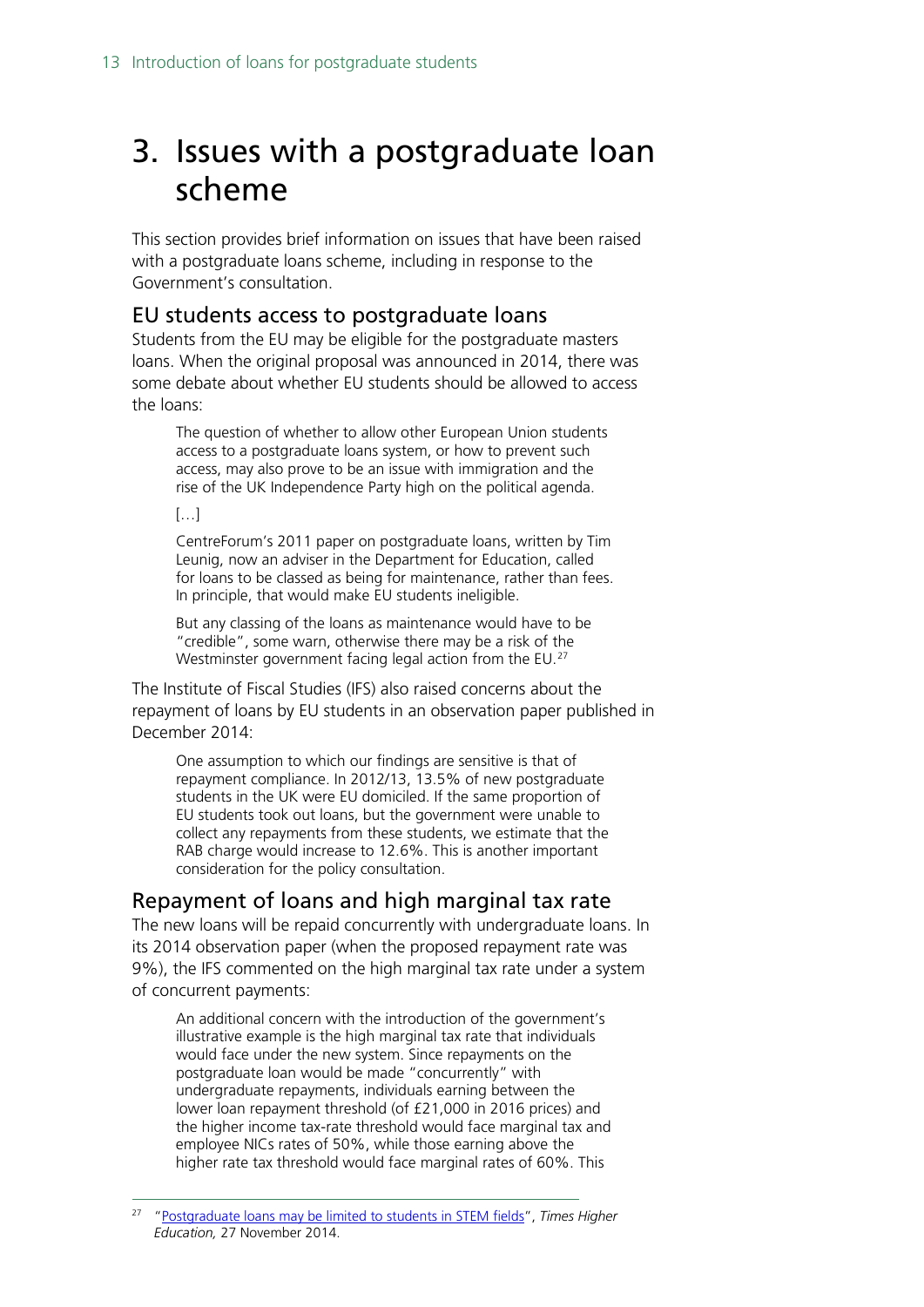# 3. Issues with a postgraduate loan scheme

This section provides brief information on issues that have been raised with a postgraduate loans scheme, including in response to the Government's consultation.

## EU students access to postgraduate loans

Students from the EU may be eligible for the postgraduate masters loans. When the original proposal was announced in 2014, there was some debate about whether EU students should be allowed to access the loans:

> The question of whether to allow other European Union students access to a postgraduate loans system, or how to prevent such access, may also prove to be an issue with immigration and the rise of the UK Independence Party high on the political agenda.
>
> […]
>
> CentreForum's 2011 paper on postgraduate loans, written by Tim Leunig, now an adviser in the Department for Education, called for loans to be classed as being for maintenance, rather than fees. In principle, that would make EU students ineligible.
>
> But any classing of the loans as maintenance would have to be "credible", some warn, otherwise there may be a risk of the Westminster government facing legal action from the EU.[27]

The Institute of Fiscal Studies (IFS) also raised concerns about the repayment of loans by EU students in an observation paper published in December 2014:

> One assumption to which our findings are sensitive is that of repayment compliance. In 2012/13, 13.5% of new postgraduate students in the UK were EU domiciled. If the same proportion of EU students took out loans, but the government were unable to collect any repayments from these students, we estimate that the RAB charge would increase to 12.6%. This is another important consideration for the policy consultation.

## Repayment of loans and high marginal tax rate

The new loans will be repaid concurrently with undergraduate loans. In its 2014 observation paper (when the proposed repayment rate was 9%), the IFS commented on the high marginal tax rate under a system of concurrent payments:

> An additional concern with the introduction of the government's illustrative example is the high marginal tax rate that individuals would face under the new system. Since repayments on the postgraduate loan would be made "concurrently" with undergraduate repayments, individuals earning between the lower loan repayment threshold (of £21,000 in 2016 prices) and the higher income tax-rate threshold would face marginal tax and employee NICs rates of 50%, while those earning above the higher rate tax threshold would face marginal rates of 60%. This

[27] "Postgraduate loans may be limited to students in STEM fields", *Times Higher Education,* 27 November 2014.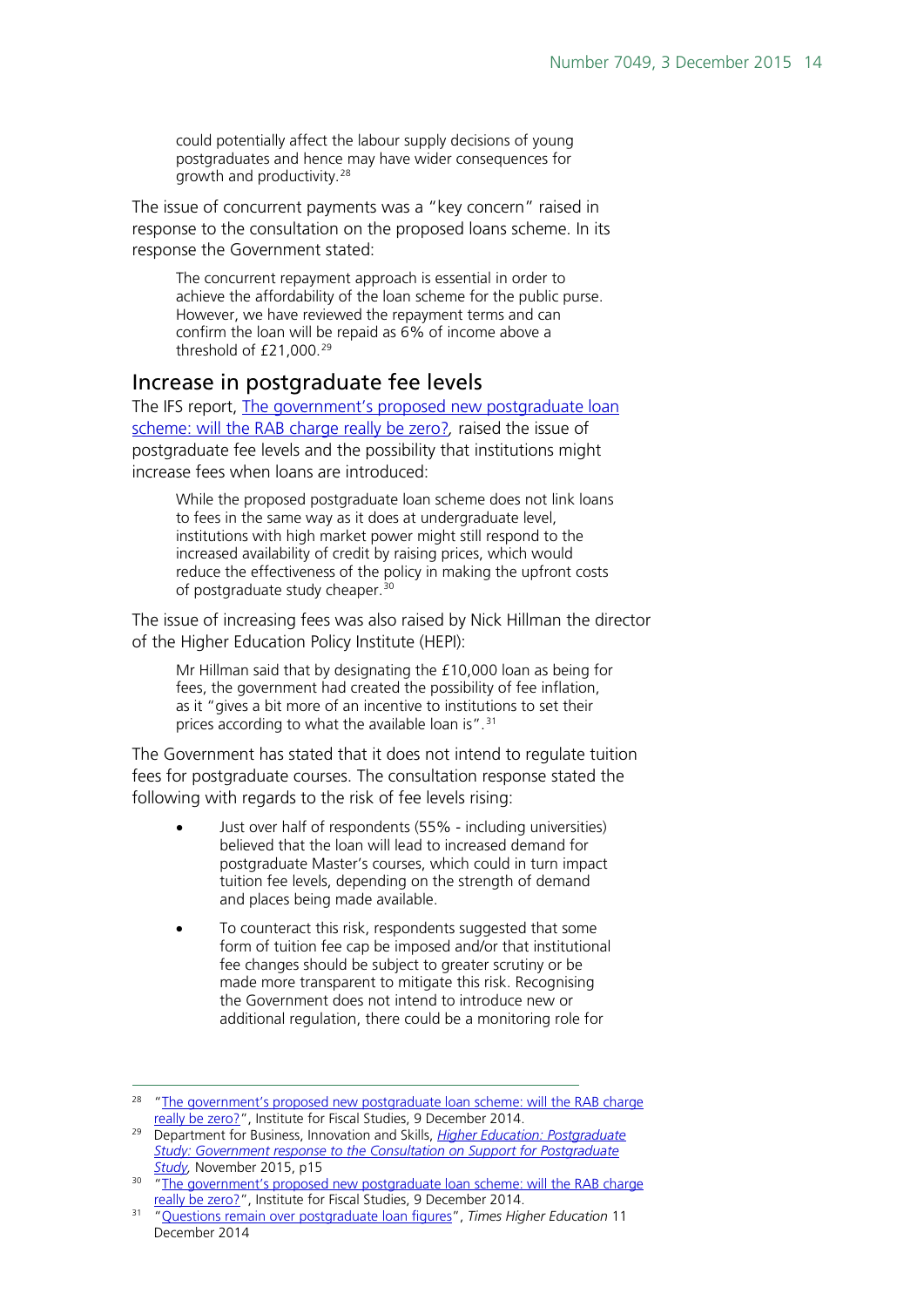> could potentially affect the labour supply decisions of young postgraduates and hence may have wider consequences for growth and productivity.[28]

The issue of concurrent payments was a "key concern" raised in response to the consultation on the proposed loans scheme. In its response the Government stated:

> The concurrent repayment approach is essential in order to achieve the affordability of the loan scheme for the public purse. However, we have reviewed the repayment terms and can confirm the loan will be repaid as 6% of income above a threshold of £21,000.[29]

## Increase in postgraduate fee levels

The IFS report, [The government's proposed new postgraduate loan scheme: will the RAB charge really be zero?](), raised the issue of postgraduate fee levels and the possibility that institutions might increase fees when loans are introduced:

> While the proposed postgraduate loan scheme does not link loans to fees in the same way as it does at undergraduate level, institutions with high market power might still respond to the increased availability of credit by raising prices, which would reduce the effectiveness of the policy in making the upfront costs of postgraduate study cheaper.[30]

The issue of increasing fees was also raised by Nick Hillman the director of the Higher Education Policy Institute (HEPI):

> Mr Hillman said that by designating the £10,000 loan as being for fees, the government had created the possibility of fee inflation, as it "gives a bit more of an incentive to institutions to set their prices according to what the available loan is".[31]

The Government has stated that it does not intend to regulate tuition fees for postgraduate courses. The consultation response stated the following with regards to the risk of fee levels rising:

> - Just over half of respondents (55% - including universities) believed that the loan will lead to increased demand for postgraduate Master's courses, which could in turn impact tuition fee levels, depending on the strength of demand and places being made available.
>
> - To counteract this risk, respondents suggested that some form of tuition fee cap be imposed and/or that institutional fee changes should be subject to greater scrutiny or be made more transparent to mitigate this risk. Recognising the Government does not intend to introduce new or additional regulation, there could be a monitoring role for

---

[28] "The government's proposed new postgraduate loan scheme: will the RAB charge really be zero?", Institute for Fiscal Studies, 9 December 2014.

[29] Department for Business, Innovation and Skills, *Higher Education: Postgraduate Study: Government response to the Consultation on Support for Postgraduate Study*, November 2015, p15

[30] "The government's proposed new postgraduate loan scheme: will the RAB charge really be zero?", Institute for Fiscal Studies, 9 December 2014.

[31] "Questions remain over postgraduate loan figures", *Times Higher Education* 11 December 2014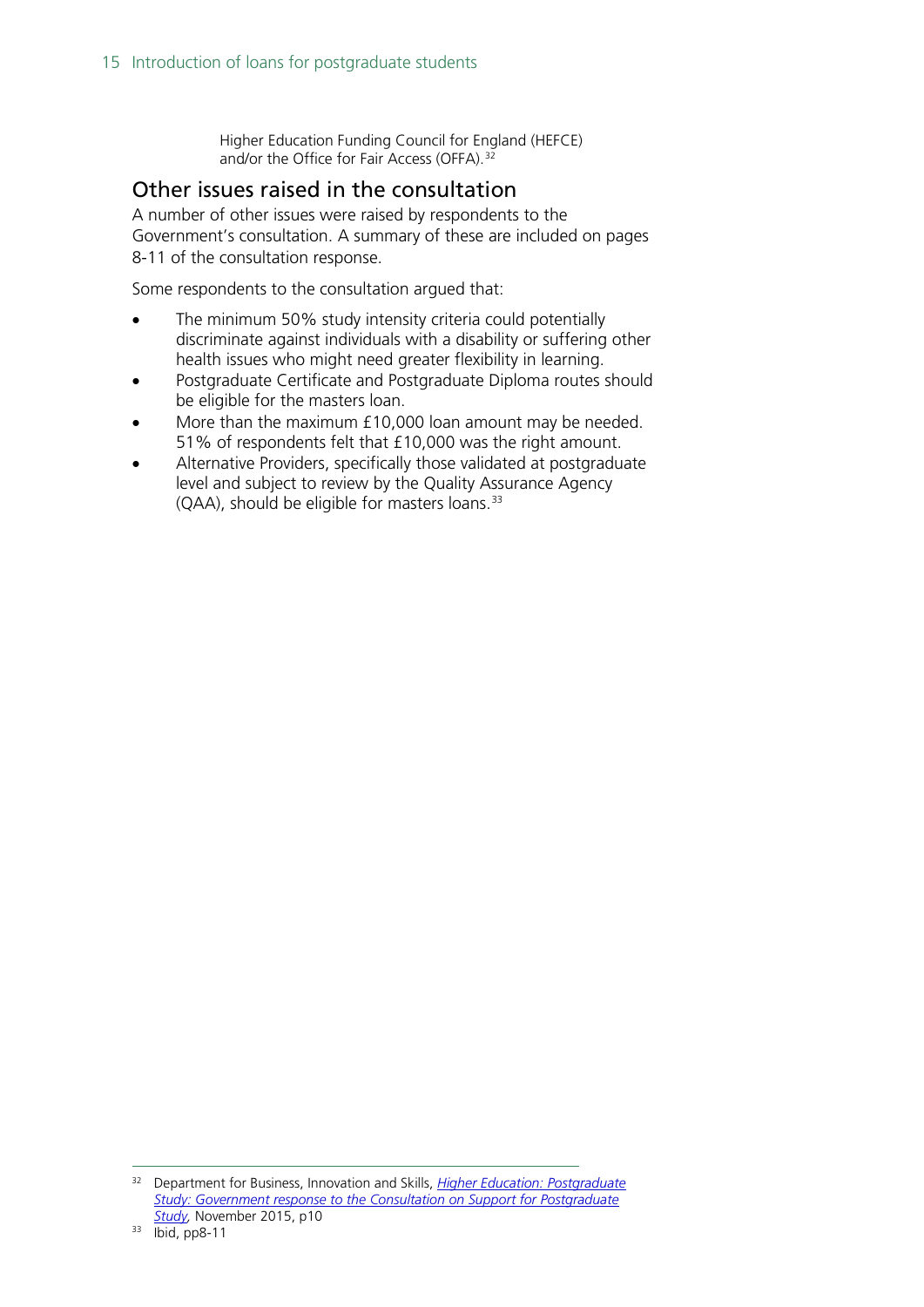Higher Education Funding Council for England (HEFCE) and/or the Office for Fair Access (OFFA).[32]

## Other issues raised in the consultation

A number of other issues were raised by respondents to the Government's consultation. A summary of these are included on pages 8-11 of the consultation response.

Some respondents to the consultation argued that:

- The minimum 50% study intensity criteria could potentially discriminate against individuals with a disability or suffering other health issues who might need greater flexibility in learning.
- Postgraduate Certificate and Postgraduate Diploma routes should be eligible for the masters loan.
- More than the maximum £10,000 loan amount may be needed. 51% of respondents felt that £10,000 was the right amount.
- Alternative Providers, specifically those validated at postgraduate level and subject to review by the Quality Assurance Agency (QAA), should be eligible for masters loans.[33]

---

[32] Department for Business, Innovation and Skills, *Higher Education: Postgraduate Study: Government response to the Consultation on Support for Postgraduate Study,* November 2015, p10

[33] Ibid, pp8-11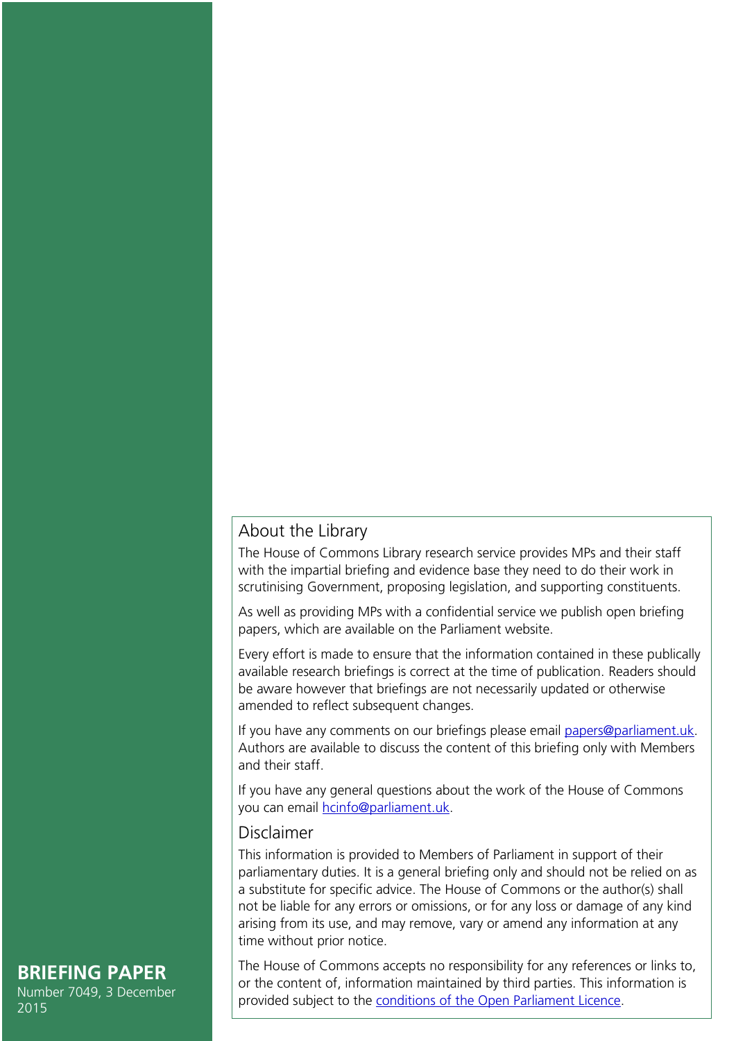**BRIEFING PAPER**

Number 7049, 3 December 2015

## About the Library

The House of Commons Library research service provides MPs and their staff with the impartial briefing and evidence base they need to do their work in scrutinising Government, proposing legislation, and supporting constituents.

As well as providing MPs with a confidential service we publish open briefing papers, which are available on the Parliament website.

Every effort is made to ensure that the information contained in these publically available research briefings is correct at the time of publication. Readers should be aware however that briefings are not necessarily updated or otherwise amended to reflect subsequent changes.

If you have any comments on our briefings please email papers@parliament.uk. Authors are available to discuss the content of this briefing only with Members and their staff.

If you have any general questions about the work of the House of Commons you can email hcinfo@parliament.uk.

## Disclaimer

This information is provided to Members of Parliament in support of their parliamentary duties. It is a general briefing only and should not be relied on as a substitute for specific advice. The House of Commons or the author(s) shall not be liable for any errors or omissions, or for any loss or damage of any kind arising from its use, and may remove, vary or amend any information at any time without prior notice.

The House of Commons accepts no responsibility for any references or links to, or the content of, information maintained by third parties. This information is provided subject to the conditions of the Open Parliament Licence.